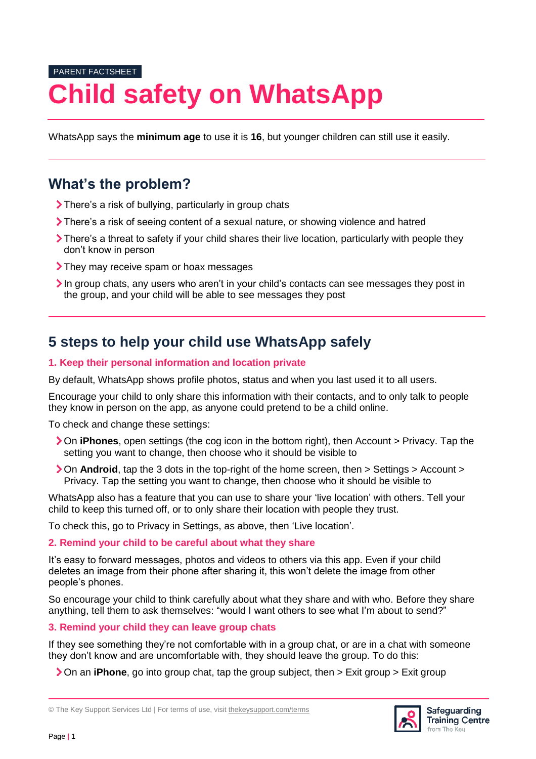PARENT FACTSHEET

# Child safety on WhatsApp

WhatsApp says the **minimum age** to use it is **16**, but younger children can still use it easily.

## What's the problem?

- There's a risk of bullying, particularly in group chats
- There's a risk of seeing content of a sexual nature, or showing violence and hatred
- There's a threat to safety if your child shares their live location, particularly with people they don't know in person
- They may receive spam or hoax messages
- In group chats, any users who aren't in your child's contacts can see messages they post in the group, and your child will be able to see messages they post

## 5 steps to help your child use WhatsApp safely

### 1. Keep their personal information and location private

By default, WhatsApp shows profile photos, status and when you last used it to all users.

Encourage your child to only share this information with their contacts, and to only talk to people they know in person on the app, as anyone could pretend to be a child online.

To check and change these settings:

- On **iPhones**, open settings (the cog icon in the bottom right), then Account > Privacy. Tap the setting you want to change, then choose who it should be visible to
- On **Android**, tap the 3 dots in the top-right of the home screen, then > Settings > Account > Privacy. Tap the setting you want to change, then choose who it should be visible to

WhatsApp also has a feature that you can use to share your 'live location' with others. Tell your child to keep this turned off, or to only share their location with people they trust.

To check this, go to Privacy in Settings, as above, then 'Live location'.

### 2. Remind your child to be careful about what they share

It's easy to forward messages, photos and videos to others via this app. Even if your child deletes an image from their phone after sharing it, this won't delete the image from other people's phones.

So encourage your child to think carefully about what they share and with who. Before they share anything, tell them to ask themselves: "would I want others to see what I'm about to send?"

### 3. Remind your child they can leave group chats

If they see something they're not comfortable with in a group chat, or are in a chat with someone they don't know and are uncomfortable with, they should leave the group. To do this:

- On an **iPhone**, go into group chat, tap the group subject, then > Exit group > Exit group

© The Key Support Services Ltd | For terms of use, visit thekeysupport.com/terms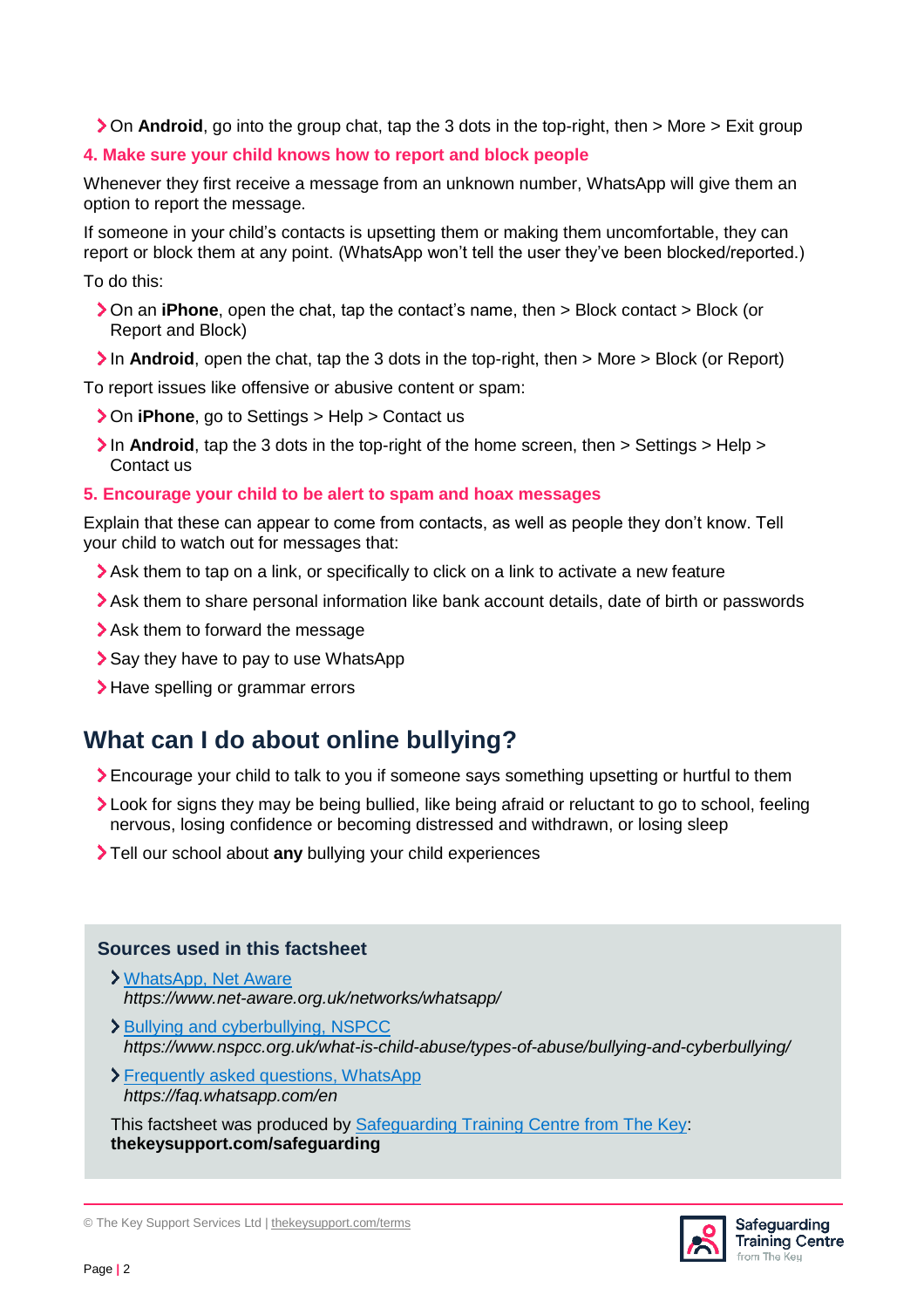- On **Android**, go into the group chat, tap the 3 dots in the top-right, then > More > Exit group

### 4. Make sure your child knows how to report and block people

Whenever they first receive a message from an unknown number, WhatsApp will give them an option to report the message.

If someone in your child's contacts is upsetting them or making them uncomfortable, they can report or block them at any point. (WhatsApp won't tell the user they've been blocked/reported.)

To do this:

- On an **iPhone**, open the chat, tap the contact's name, then > Block contact > Block (or Report and Block)
- In **Android**, open the chat, tap the 3 dots in the top-right, then > More > Block (or Report)

To report issues like offensive or abusive content or spam:

- On **iPhone**, go to Settings > Help > Contact us
- In **Android**, tap the 3 dots in the top-right of the home screen, then > Settings > Help > Contact us

### 5. Encourage your child to be alert to spam and hoax messages

Explain that these can appear to come from contacts, as well as people they don't know. Tell your child to watch out for messages that:

- Ask them to tap on a link, or specifically to click on a link to activate a new feature
- Ask them to share personal information like bank account details, date of birth or passwords
- Ask them to forward the message
- Say they have to pay to use WhatsApp
- Have spelling or grammar errors

## What can I do about online bullying?

- Encourage your child to talk to you if someone says something upsetting or hurtful to them
- Look for signs they may be being bullied, like being afraid or reluctant to go to school, feeling nervous, losing confidence or becoming distressed and withdrawn, or losing sleep
- Tell our school about **any** bullying your child experiences

### Sources used in this factsheet

- [WhatsApp, Net Aware](https://www.net-aware.org.uk/networks/whatsapp/)
  *https://www.net-aware.org.uk/networks/whatsapp/*
- [Bullying and cyberbullying, NSPCC](https://www.nspcc.org.uk/what-is-child-abuse/types-of-abuse/bullying-and-cyberbullying/)
  *https://www.nspcc.org.uk/what-is-child-abuse/types-of-abuse/bullying-and-cyberbullying/*
- [Frequently asked questions, WhatsApp](https://faq.whatsapp.com/en)
  *https://faq.whatsapp.com/en*

This factsheet was produced by Safeguarding Training Centre from The Key: **thekeysupport.com/safeguarding**

© The Key Support Services Ltd | thekeysupport.com/terms